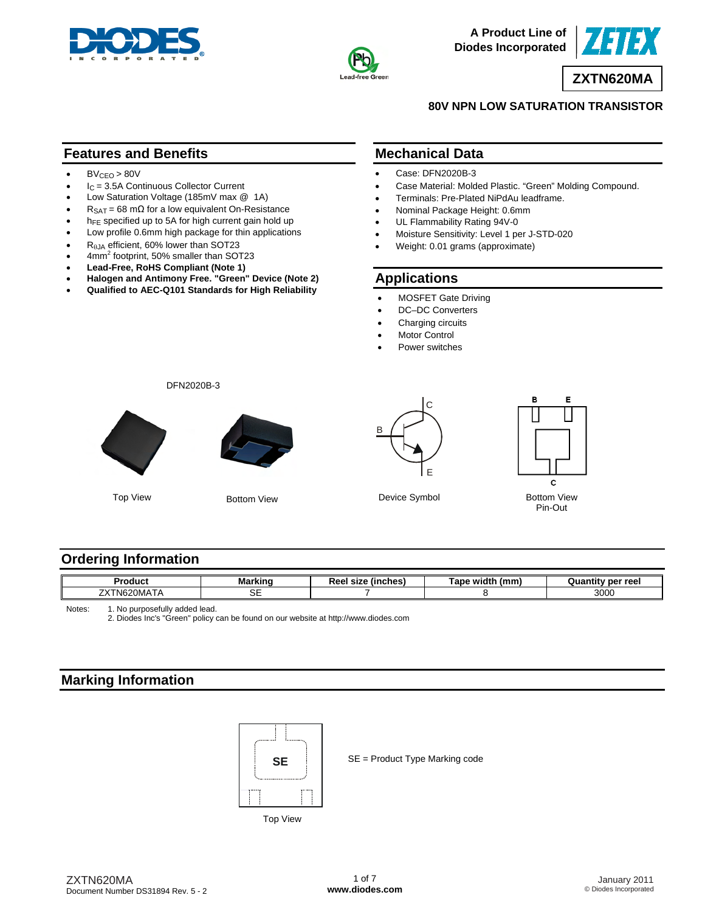A Product Line of Diodes Incorporated

ZETEX

# ZXTN620MA

## 80V NPN LOW SATURATION TRANSISTOR

## Features and Benefits

- $BV_{CEO}$ > 80V
- $I_C$ = 3.5A Continuous Collector Current
- Low Saturation Voltage (185mV max @ 1A)
- $R_{SAT}$ = 68 mΩ for a low equivalent On-Resistance
- $h_{FE}$ specified up to 5A for high current gain hold up
- Low profile 0.6mm high package for thin applications
- $R_{\theta JA}$ efficient, 60% lower than SOT23
- $4mm^2$ footprint, 50% smaller than SOT23
- **Lead-Free, RoHS Compliant (Note 1)**
- **Halogen and Antimony Free. "Green" Device (Note 2)**
- **Qualified to AEC-Q101 Standards for High Reliability**

## Mechanical Data

- Case: DFN2020B-3
- Case Material: Molded Plastic. "Green" Molding Compound.
- Terminals: Pre-Plated NiPdAu leadframe.
- Nominal Package Height: 0.6mm
- UL Flammability Rating 94V-0
- Moisture Sensitivity: Level 1 per J-STD-020
- Weight: 0.01 grams (approximate)

## Applications

- MOSFET Gate Driving
- DC–DC Converters
- Charging circuits
- Motor Control
- Power switches

DFN2020B-3

Top View

Bottom View

Device Symbol

Bottom View Pin-Out

## Ordering Information

| Product | Marking | Reel size (inches) | Tape width (mm) | Quantity per reel |
|---|---|---|---|---|
| ZXTN620MATA | SE | 7 | 8 | 3000 |

Notes: 1. No purposefully added lead.
2. Diodes Inc's "Green" policy can be found on our website at http://www.diodes.com

## Marking Information

SE

Top View

SE = Product Type Marking code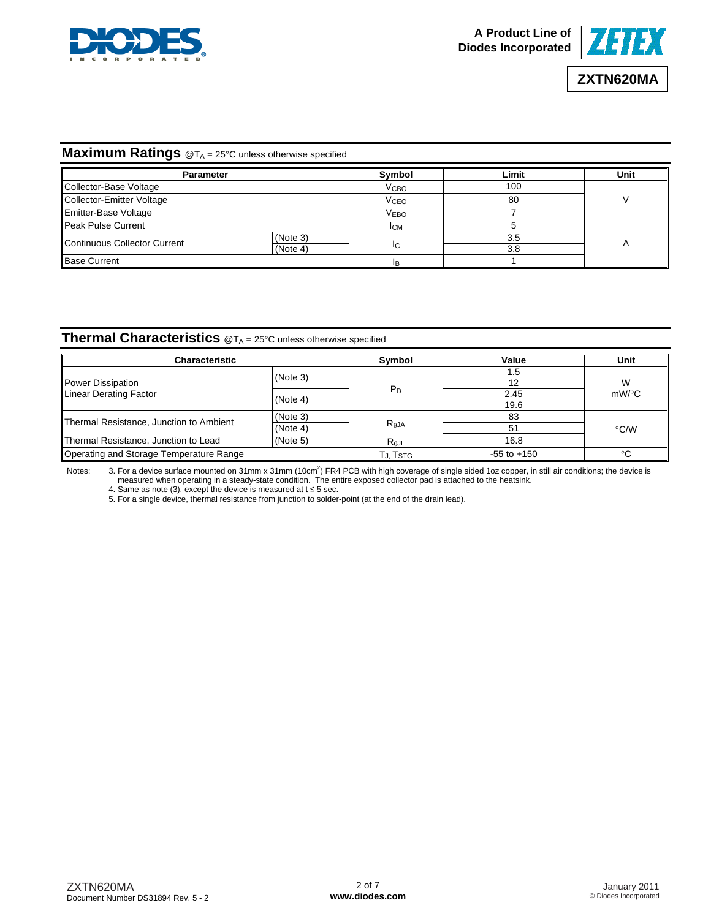## Maximum Ratings @$T_A$ = 25°C unless otherwise specified

| Parameter | | Symbol | Limit | Unit |
|---|---|---|---|---|
| Collector-Base Voltage | | $V_{CBO}$ | 100 | V |
| Collector-Emitter Voltage | | $V_{CEO}$ | 80 | |
| Emitter-Base Voltage | | $V_{EBO}$ | 7 | |
| Peak Pulse Current | | $I_{CM}$ | 5 | A |
| Continuous Collector Current | (Note 3) | $I_C$ | 3.5 | |
| | (Note 4) | | 3.8 | |
| Base Current | | $I_B$ | 1 | |

## Thermal Characteristics @$T_A$ = 25°C unless otherwise specified

| Characteristic | | Symbol | Value | Unit |
|---|---|---|---|---|
| Power Dissipation<br>Linear Derating Factor | (Note 3) | $P_D$ | 1.5<br>12 | W<br>mW/°C |
| | (Note 4) | | 2.45<br>19.6 | |
| Thermal Resistance, Junction to Ambient | (Note 3) | $R_{\theta JA}$ | 83 | °C/W |
| | (Note 4) | | 51 | |
| Thermal Resistance, Junction to Lead | (Note 5) | $R_{\theta JL}$ | 16.8 | |
| Operating and Storage Temperature Range | | $T_J$, $T_{STG}$ | -55 to +150 | °C |

Notes:
3. For a device surface mounted on 31mm x 31mm (10cm²) FR4 PCB with high coverage of single sided 1oz copper, in still air conditions; the device is measured when operating in a steady-state condition. The entire exposed collector pad is attached to the heatsink.
4. Same as note (3), except the device is measured at t ≤ 5 sec.
5. For a single device, thermal resistance from junction to solder-point (at the end of the drain lead).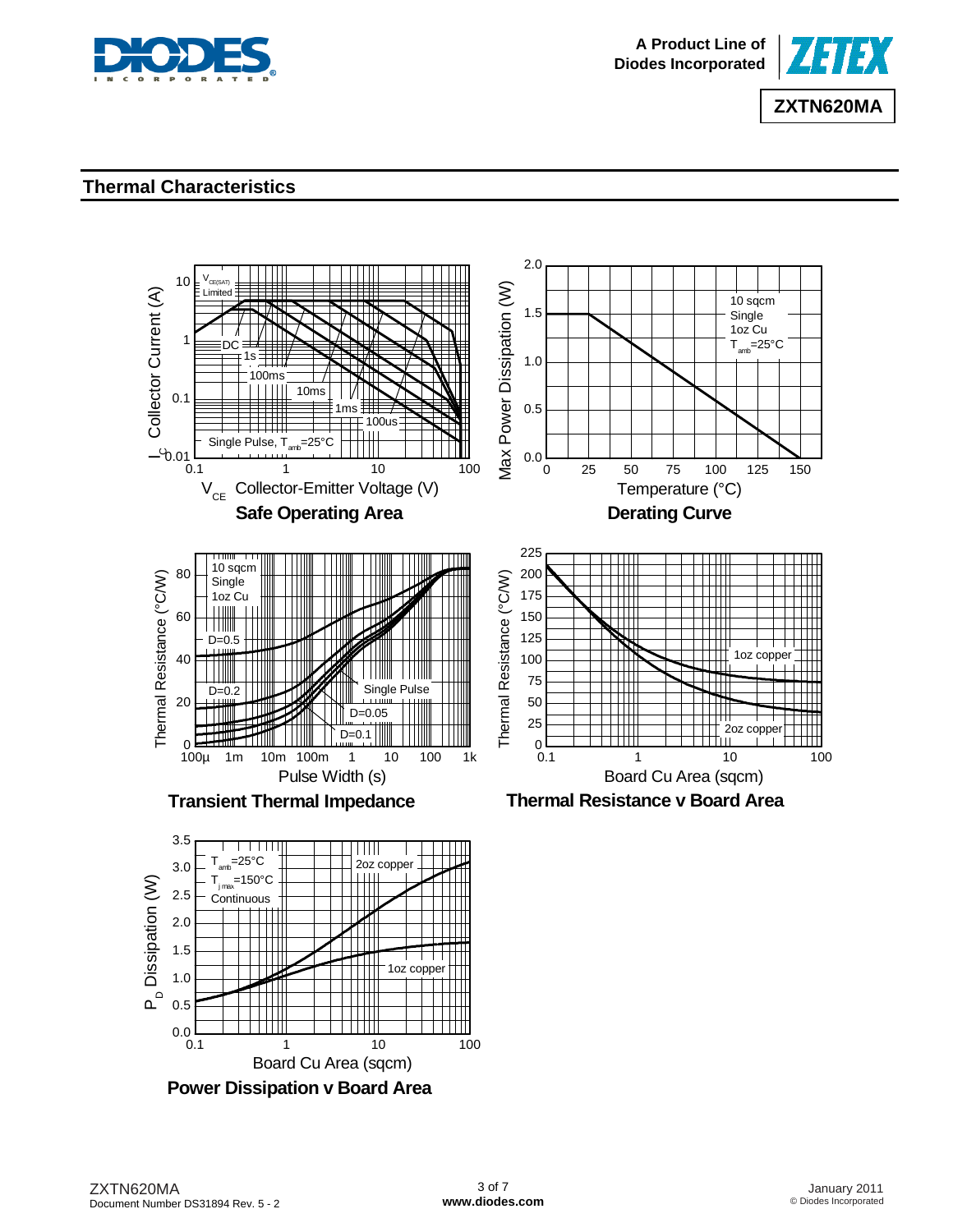## Thermal Characteristics

**Safe Operating Area**

**Derating Curve**

**Transient Thermal Impedance**

**Thermal Resistance v Board Area**

**Power Dissipation v Board Area**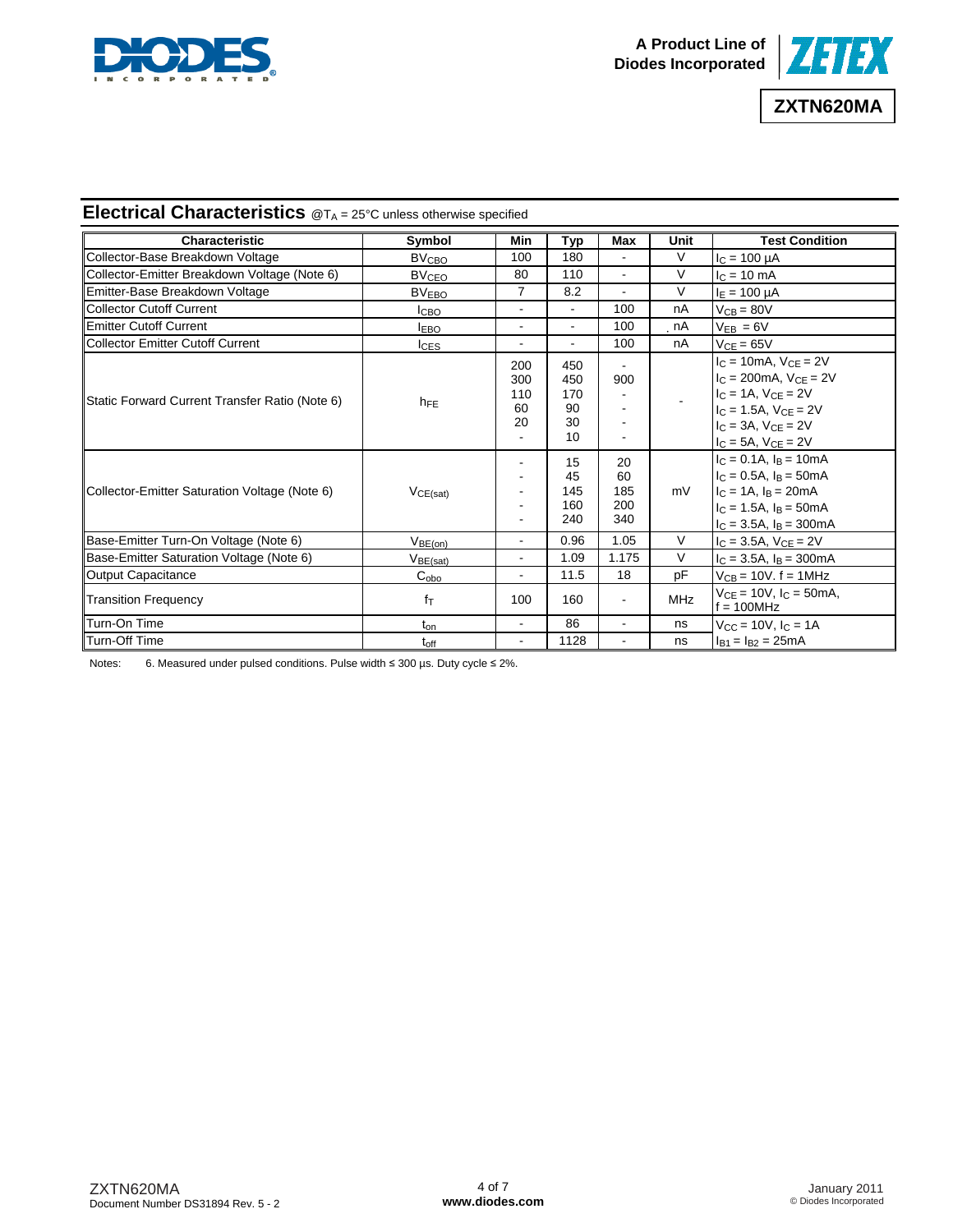## Electrical Characteristics @$T_A$ = 25°C unless otherwise specified

| Characteristic | Symbol | Min | Typ | Max | Unit | Test Condition |
|---|---|---|---|---|---|---|
| Collector-Base Breakdown Voltage | $BV_{CBO}$ | 100 | 180 | - | V | $I_C$ = 100 µA |
| Collector-Emitter Breakdown Voltage (Note 6) | $BV_{CEO}$ | 80 | 110 | - | V | $I_C$ = 10 mA |
| Emitter-Base Breakdown Voltage | $BV_{EBO}$ | 7 | 8.2 | - | V | $I_E$ = 100 µA |
| Collector Cutoff Current | $I_{CBO}$ | - | - | 100 | nA | $V_{CB}$ = 80V |
| Emitter Cutoff Current | $I_{EBO}$ | - | - | 100 | nA | $V_{EB}$ = 6V |
| Collector Emitter Cutoff Current | $I_{CES}$ | - | - | 100 | nA | $V_{CE}$ = 65V |
| Static Forward Current Transfer Ratio (Note 6) | $h_{FE}$ | 200<br>300<br>110<br>60<br>20<br>- | 450<br>450<br>170<br>90<br>30<br>10 | -<br>900<br>-<br>-<br>-<br>- | - | $I_C$ = 10mA, $V_{CE}$ = 2V<br>$I_C$ = 200mA, $V_{CE}$ = 2V<br>$I_C$ = 1A, $V_{CE}$ = 2V<br>$I_C$ = 1.5A, $V_{CE}$ = 2V<br>$I_C$ = 3A, $V_{CE}$ = 2V<br>$I_C$ = 5A, $V_{CE}$ = 2V |
| Collector-Emitter Saturation Voltage (Note 6) | $V_{CE(sat)}$ | -<br>-<br>-<br>-<br>- | 15<br>45<br>145<br>160<br>240 | 20<br>60<br>185<br>200<br>340 | mV | $I_C$ = 0.1A, $I_B$ = 10mA<br>$I_C$ = 0.5A, $I_B$ = 50mA<br>$I_C$ = 1A, $I_B$ = 20mA<br>$I_C$ = 1.5A, $I_B$ = 50mA<br>$I_C$ = 3.5A, $I_B$ = 300mA |
| Base-Emitter Turn-On Voltage (Note 6) | $V_{BE(on)}$ | - | 0.96 | 1.05 | V | $I_C$ = 3.5A, $V_{CE}$ = 2V |
| Base-Emitter Saturation Voltage (Note 6) | $V_{BE(sat)}$ | - | 1.09 | 1.175 | V | $I_C$ = 3.5A, $I_B$ = 300mA |
| Output Capacitance | $C_{obo}$ | - | 11.5 | 18 | pF | $V_{CB}$ = 10V. f = 1MHz |
| Transition Frequency | $f_T$ | 100 | 160 | - | MHz | $V_{CE}$ = 10V, $I_C$ = 50mA, f = 100MHz |
| Turn-On Time | $t_{on}$ | - | 86 | - | ns | $V_{CC}$ = 10V, $I_C$ = 1A |
| Turn-Off Time | $t_{off}$ | - | 1128 | - | ns | $I_{B1}$ = $I_{B2}$ = 25mA |

Notes: 6. Measured under pulsed conditions. Pulse width ≤ 300 µs. Duty cycle ≤ 2%.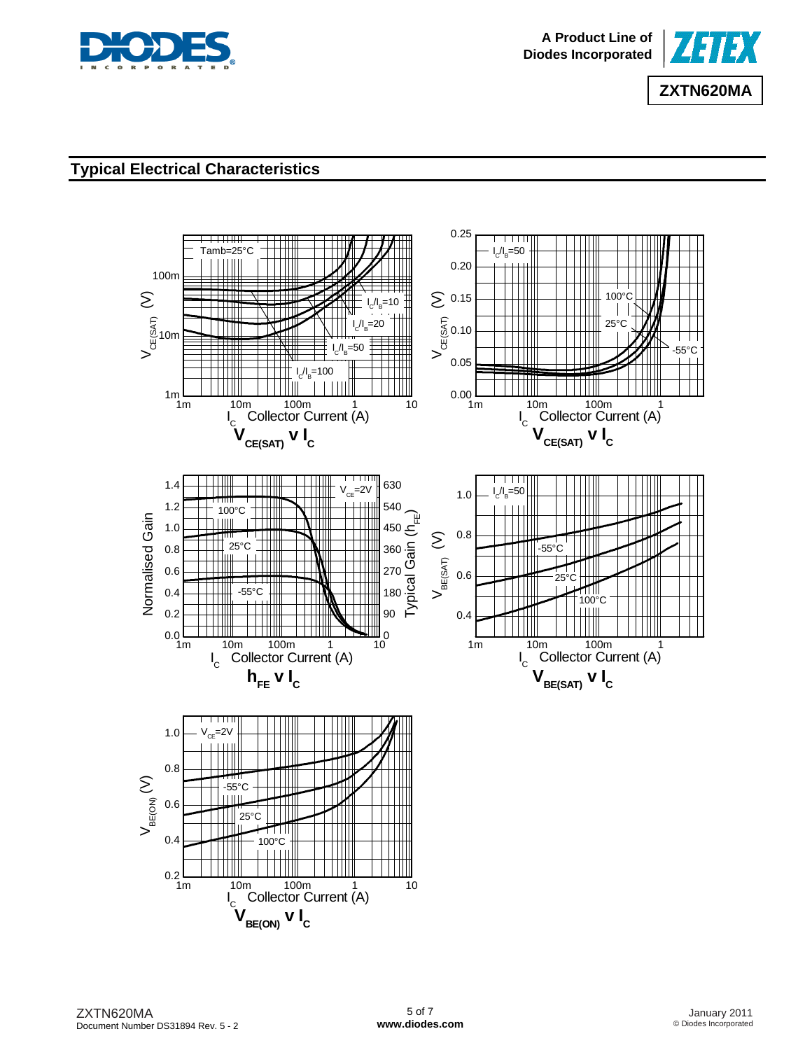## Typical Electrical Characteristics

$V_{CE(SAT)}$ v $I_C$

$V_{CE(SAT)}$ v $I_C$

$h_{FE}$ v $I_C$

$V_{BE(SAT)}$ v $I_C$

$V_{BE(ON)}$ v $I_C$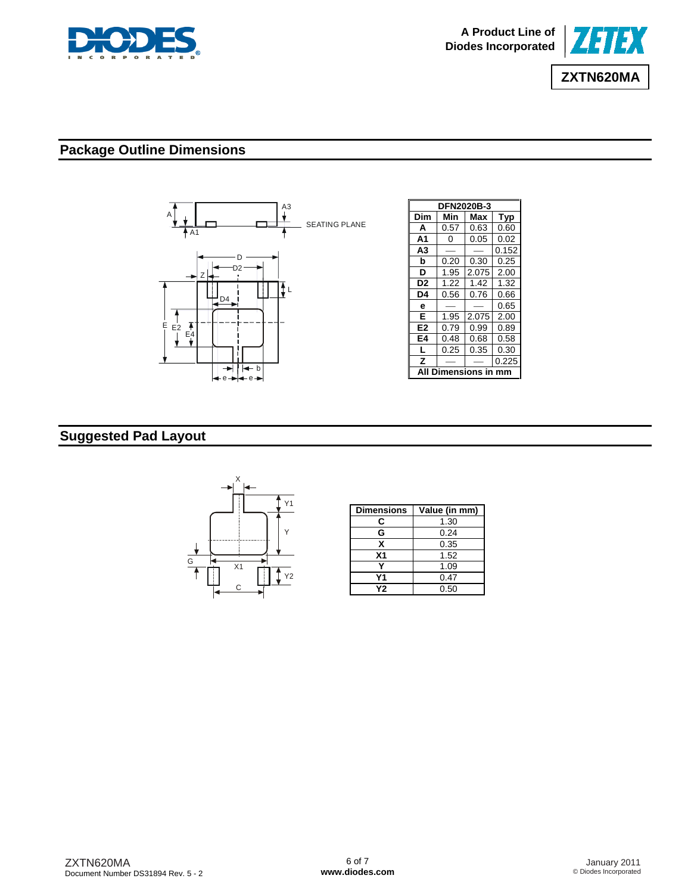## Package Outline Dimensions

| DFN2020B-3 | | | |
|---|---|---|---|
| **Dim** | **Min** | **Max** | **Typ** |
| **A** | 0.57 | 0.63 | 0.60 |
| **A1** | 0 | 0.05 | 0.02 |
| **A3** | — | — | 0.152 |
| **b** | 0.20 | 0.30 | 0.25 |
| **D** | 1.95 | 2.075 | 2.00 |
| **D2** | 1.22 | 1.42 | 1.32 |
| **D4** | 0.56 | 0.76 | 0.66 |
| **e** | — | — | 0.65 |
| **E** | 1.95 | 2.075 | 2.00 |
| **E2** | 0.79 | 0.99 | 0.89 |
| **E4** | 0.48 | 0.68 | 0.58 |
| **L** | 0.25 | 0.35 | 0.30 |
| **Z** | — | — | 0.225 |
| **All Dimensions in mm** | | | |

## Suggested Pad Layout

| Dimensions | Value (in mm) |
|---|---|
| **C** | 1.30 |
| **G** | 0.24 |
| **X** | 0.35 |
| **X1** | 1.52 |
| **Y** | 1.09 |
| **Y1** | 0.47 |
| **Y2** | 0.50 |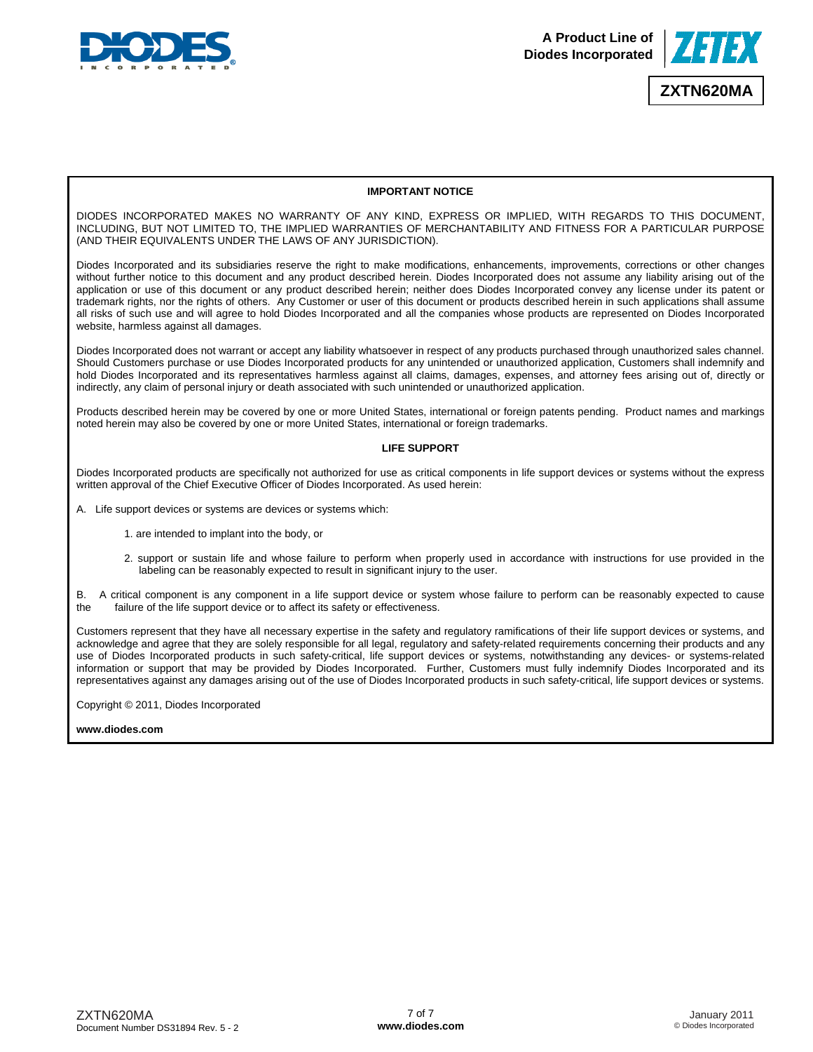## IMPORTANT NOTICE

DIODES INCORPORATED MAKES NO WARRANTY OF ANY KIND, EXPRESS OR IMPLIED, WITH REGARDS TO THIS DOCUMENT, INCLUDING, BUT NOT LIMITED TO, THE IMPLIED WARRANTIES OF MERCHANTABILITY AND FITNESS FOR A PARTICULAR PURPOSE (AND THEIR EQUIVALENTS UNDER THE LAWS OF ANY JURISDICTION).

Diodes Incorporated and its subsidiaries reserve the right to make modifications, enhancements, improvements, corrections or other changes without further notice to this document and any product described herein. Diodes Incorporated does not assume any liability arising out of the application or use of this document or any product described herein; neither does Diodes Incorporated convey any license under its patent or trademark rights, nor the rights of others. Any Customer or user of this document or products described herein in such applications shall assume all risks of such use and will agree to hold Diodes Incorporated and all the companies whose products are represented on Diodes Incorporated website, harmless against all damages.

Diodes Incorporated does not warrant or accept any liability whatsoever in respect of any products purchased through unauthorized sales channel. Should Customers purchase or use Diodes Incorporated products for any unintended or unauthorized application, Customers shall indemnify and hold Diodes Incorporated and its representatives harmless against all claims, damages, expenses, and attorney fees arising out of, directly or indirectly, any claim of personal injury or death associated with such unintended or unauthorized application.

Products described herein may be covered by one or more United States, international or foreign patents pending. Product names and markings noted herein may also be covered by one or more United States, international or foreign trademarks.

## LIFE SUPPORT

Diodes Incorporated products are specifically not authorized for use as critical components in life support devices or systems without the express written approval of the Chief Executive Officer of Diodes Incorporated. As used herein:

A. Life support devices or systems are devices or systems which:

1. are intended to implant into the body, or
2. support or sustain life and whose failure to perform when properly used in accordance with instructions for use provided in the labeling can be reasonably expected to result in significant injury to the user.

B. A critical component is any component in a life support device or system whose failure to perform can be reasonably expected to cause the failure of the life support device or to affect its safety or effectiveness.

Customers represent that they have all necessary expertise in the safety and regulatory ramifications of their life support devices or systems, and acknowledge and agree that they are solely responsible for all legal, regulatory and safety-related requirements concerning their products and any use of Diodes Incorporated products in such safety-critical, life support devices or systems, notwithstanding any devices- or systems-related information or support that may be provided by Diodes Incorporated. Further, Customers must fully indemnify Diodes Incorporated and its representatives against any damages arising out of the use of Diodes Incorporated products in such safety-critical, life support devices or systems.

Copyright © 2011, Diodes Incorporated

**www.diodes.com**